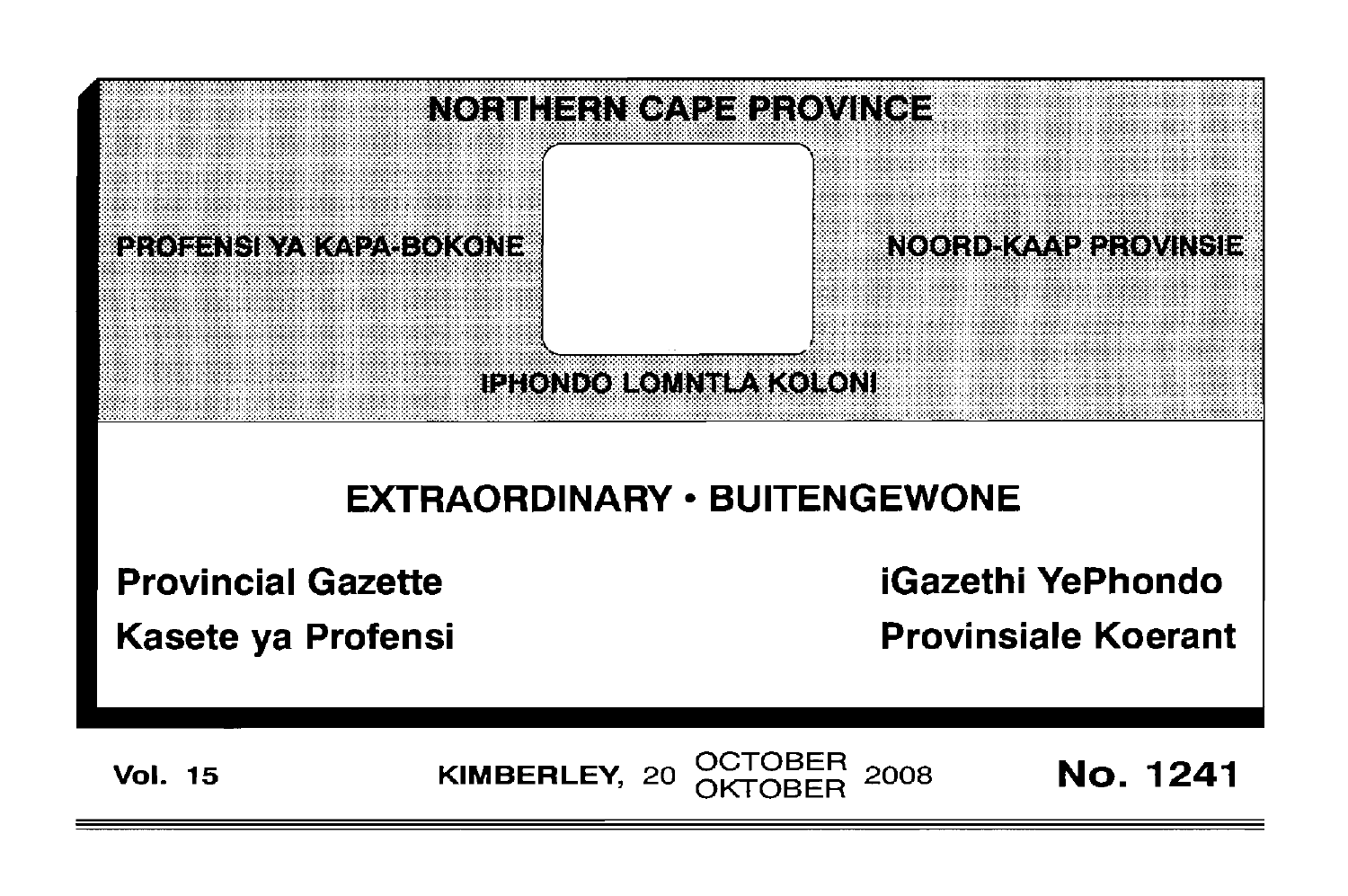# NORTHERN CAPE PROVINCE

PROFENSI YA KAPA-BOKONE

NOORD-KAAP PROVINSIE

IPHONDO LOMNTLA KOLONI

## EXTRAORDINARY • BUITENGEWONE

**Provincial Gazette**

**Kasete ya Profensi**

**iGazethi YePhondo**

**Provinsiale Koerant**

**Vol. 15** KIMBERLEY, 20 OCTOBER / OKTOBER 2008 **No. 1241**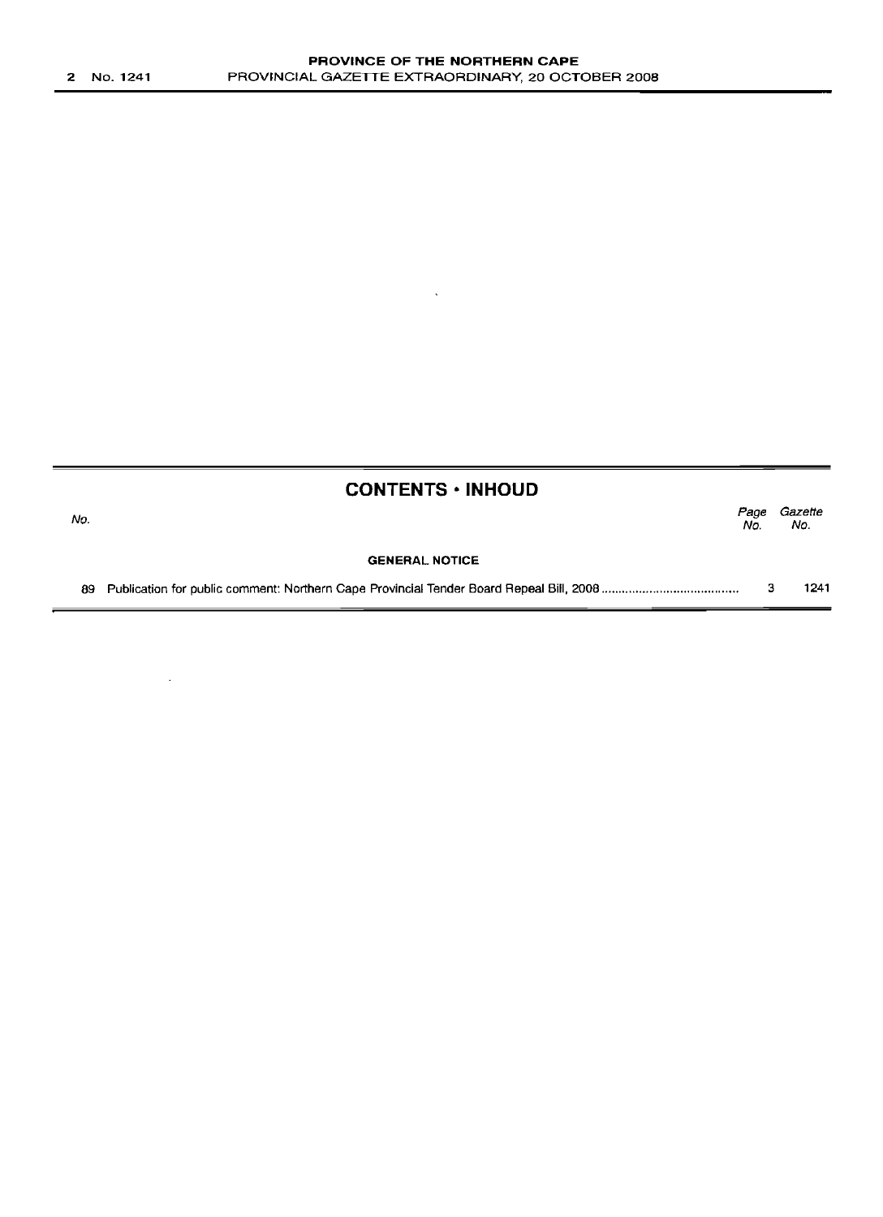## CONTENTS • INHOUD

| No. | | Page No. | Gazette No. |
|---|---|---|---|
| | **GENERAL NOTICE** | | |
| 89 | Publication for public comment: Northern Cape Provincial Tender Board Repeal Bill, 2008 | 3 | 1241 |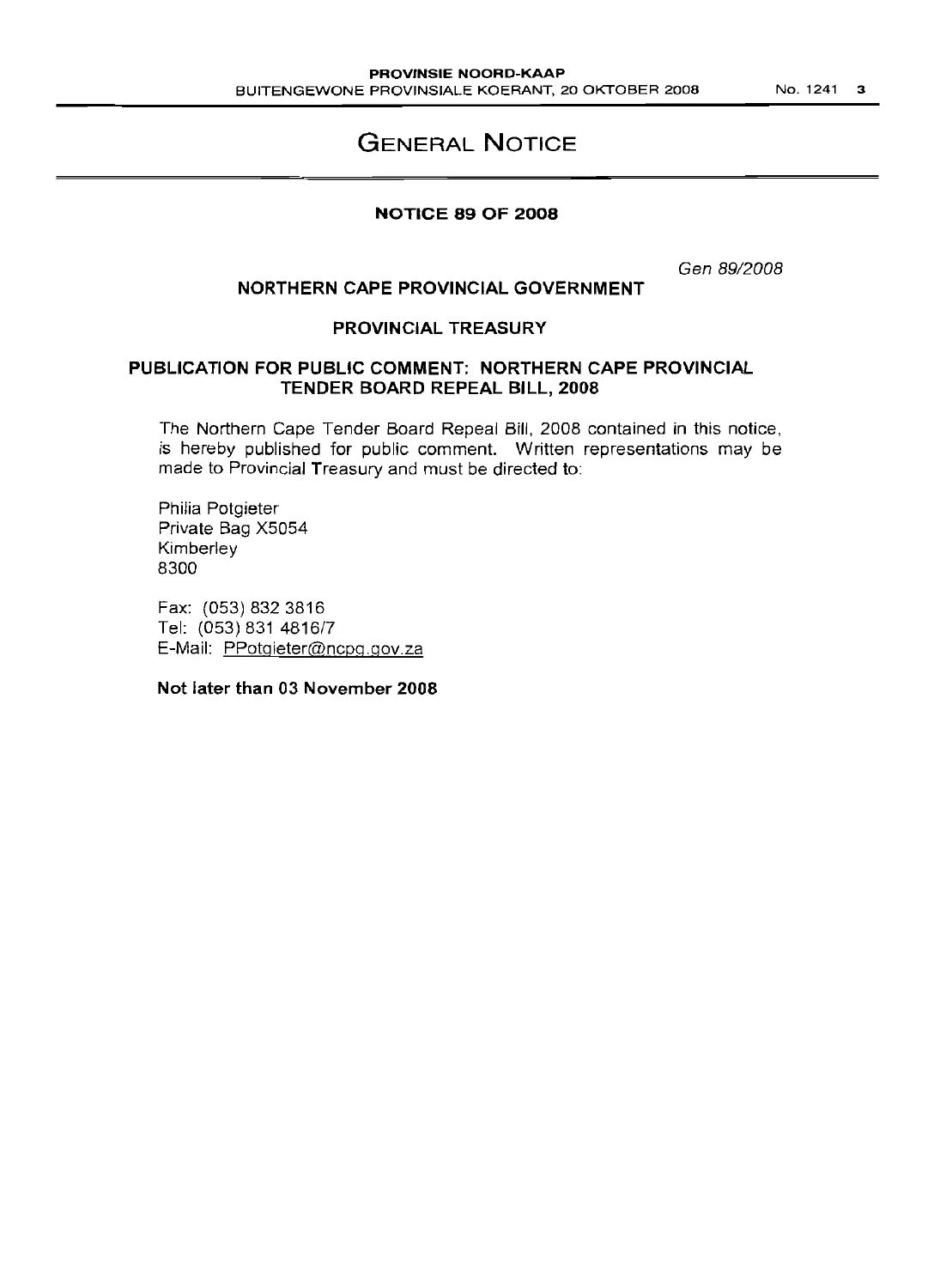# GENERAL NOTICE

## NOTICE 89 OF 2008

*Gen 89/2008*

### NORTHERN CAPE PROVINCIAL GOVERNMENT

### PROVINCIAL TREASURY

### PUBLICATION FOR PUBLIC COMMENT: NORTHERN CAPE PROVINCIAL TENDER BOARD REPEAL BILL, 2008

The Northern Cape Tender Board Repeal Bill, 2008 contained in this notice, is hereby published for public comment. Written representations may be made to Provincial Treasury and must be directed to:

Philia Potgieter
Private Bag X5054
Kimberley
8300

Fax: (053) 832 3816
Tel: (053) 831 4816/7
E-Mail: PPotgieter@ncpg.gov.za

**Not later than 03 November 2008**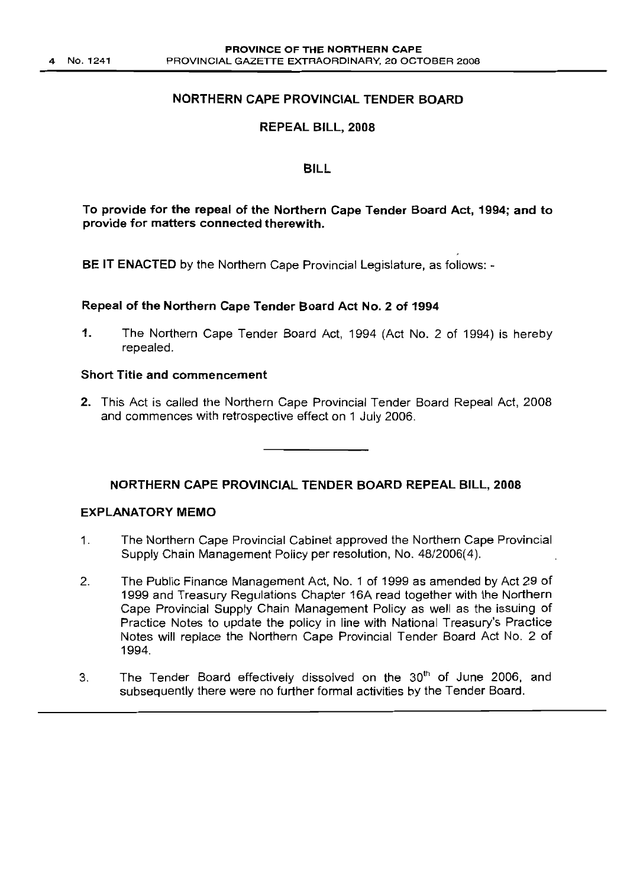# NORTHERN CAPE PROVINCIAL TENDER BOARD

## REPEAL BILL, 2008

### BILL

**To provide for the repeal of the Northern Cape Tender Board Act, 1994; and to provide for matters connected therewith.**

**BE IT ENACTED** by the Northern Cape Provincial Legislature, as follows: -

**Repeal of the Northern Cape Tender Board Act No. 2 of 1994**

**1.** The Northern Cape Tender Board Act, 1994 (Act No. 2 of 1994) is hereby repealed.

**Short Title and commencement**

**2.** This Act is called the Northern Cape Provincial Tender Board Repeal Act, 2008 and commences with retrospective effect on 1 July 2006.

---

## NORTHERN CAPE PROVINCIAL TENDER BOARD REPEAL BILL, 2008

### EXPLANATORY MEMO

1. The Northern Cape Provincial Cabinet approved the Northern Cape Provincial Supply Chain Management Policy per resolution, No. 48/2006(4).
2. The Public Finance Management Act, No. 1 of 1999 as amended by Act 29 of 1999 and Treasury Regulations Chapter 16A read together with the Northern Cape Provincial Supply Chain Management Policy as well as the issuing of Practice Notes to update the policy in line with National Treasury's Practice Notes will replace the Northern Cape Provincial Tender Board Act No. 2 of 1994.
3. The Tender Board effectively dissolved on the 30th of June 2006, and subsequently there were no further formal activities by the Tender Board.